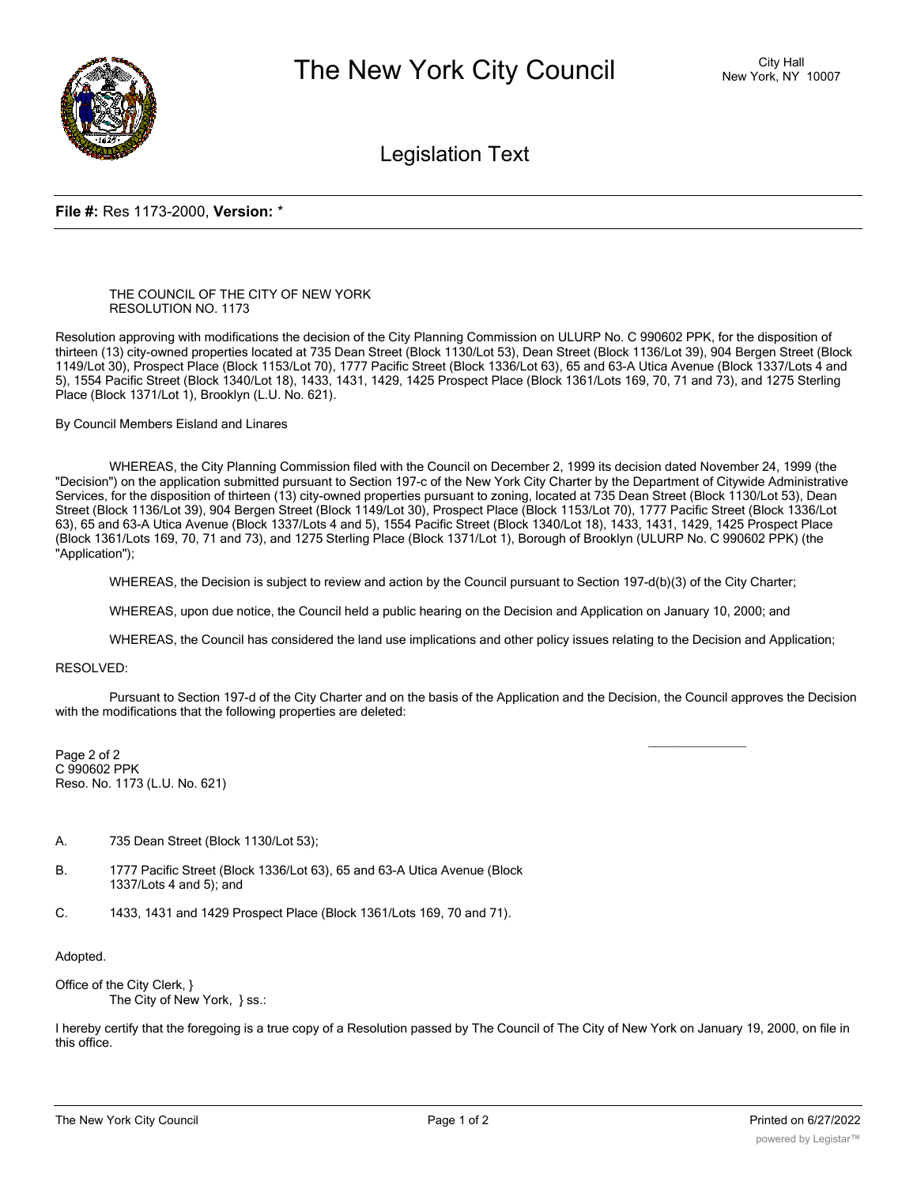# The New York City Council

City Hall
New York, NY 10007

## Legislation Text

**File #:** Res 1173-2000, **Version:** *

THE COUNCIL OF THE CITY OF NEW YORK
RESOLUTION NO. 1173

Resolution approving with modifications the decision of the City Planning Commission on ULURP No. C 990602 PPK, for the disposition of thirteen (13) city-owned properties located at 735 Dean Street (Block 1130/Lot 53), Dean Street (Block 1136/Lot 39), 904 Bergen Street (Block 1149/Lot 30), Prospect Place (Block 1153/Lot 70), 1777 Pacific Street (Block 1336/Lot 63), 65 and 63-A Utica Avenue (Block 1337/Lots 4 and 5), 1554 Pacific Street (Block 1340/Lot 18), 1433, 1431, 1429, 1425 Prospect Place (Block 1361/Lots 169, 70, 71 and 73), and 1275 Sterling Place (Block 1371/Lot 1), Brooklyn (L.U. No. 621).

By Council Members Eisland and Linares

WHEREAS, the City Planning Commission filed with the Council on December 2, 1999 its decision dated November 24, 1999 (the "Decision") on the application submitted pursuant to Section 197-c of the New York City Charter by the Department of Citywide Administrative Services, for the disposition of thirteen (13) city-owned properties pursuant to zoning, located at 735 Dean Street (Block 1130/Lot 53), Dean Street (Block 1136/Lot 39), 904 Bergen Street (Block 1149/Lot 30), Prospect Place (Block 1153/Lot 70), 1777 Pacific Street (Block 1336/Lot 63), 65 and 63-A Utica Avenue (Block 1337/Lots 4 and 5), 1554 Pacific Street (Block 1340/Lot 18), 1433, 1431, 1429, 1425 Prospect Place (Block 1361/Lots 169, 70, 71 and 73), and 1275 Sterling Place (Block 1371/Lot 1), Borough of Brooklyn (ULURP No. C 990602 PPK) (the "Application");

WHEREAS, the Decision is subject to review and action by the Council pursuant to Section 197-d(b)(3) of the City Charter;

WHEREAS, upon due notice, the Council held a public hearing on the Decision and Application on January 10, 2000; and

WHEREAS, the Council has considered the land use implications and other policy issues relating to the Decision and Application;

RESOLVED:

Pursuant to Section 197-d of the City Charter and on the basis of the Application and the Decision, the Council approves the Decision with the modifications that the following properties are deleted:

Page 2 of 2
C 990602 PPK
Reso. No. 1173 (L.U. No. 621)

A. 735 Dean Street (Block 1130/Lot 53);

B. 1777 Pacific Street (Block 1336/Lot 63), 65 and 63-A Utica Avenue (Block 1337/Lots 4 and 5); and

C. 1433, 1431 and 1429 Prospect Place (Block 1361/Lots 169, 70 and 71).

Adopted.

Office of the City Clerk, }
The City of New York, } ss.:

I hereby certify that the foregoing is a true copy of a Resolution passed by The Council of The City of New York on January 19, 2000, on file in this office.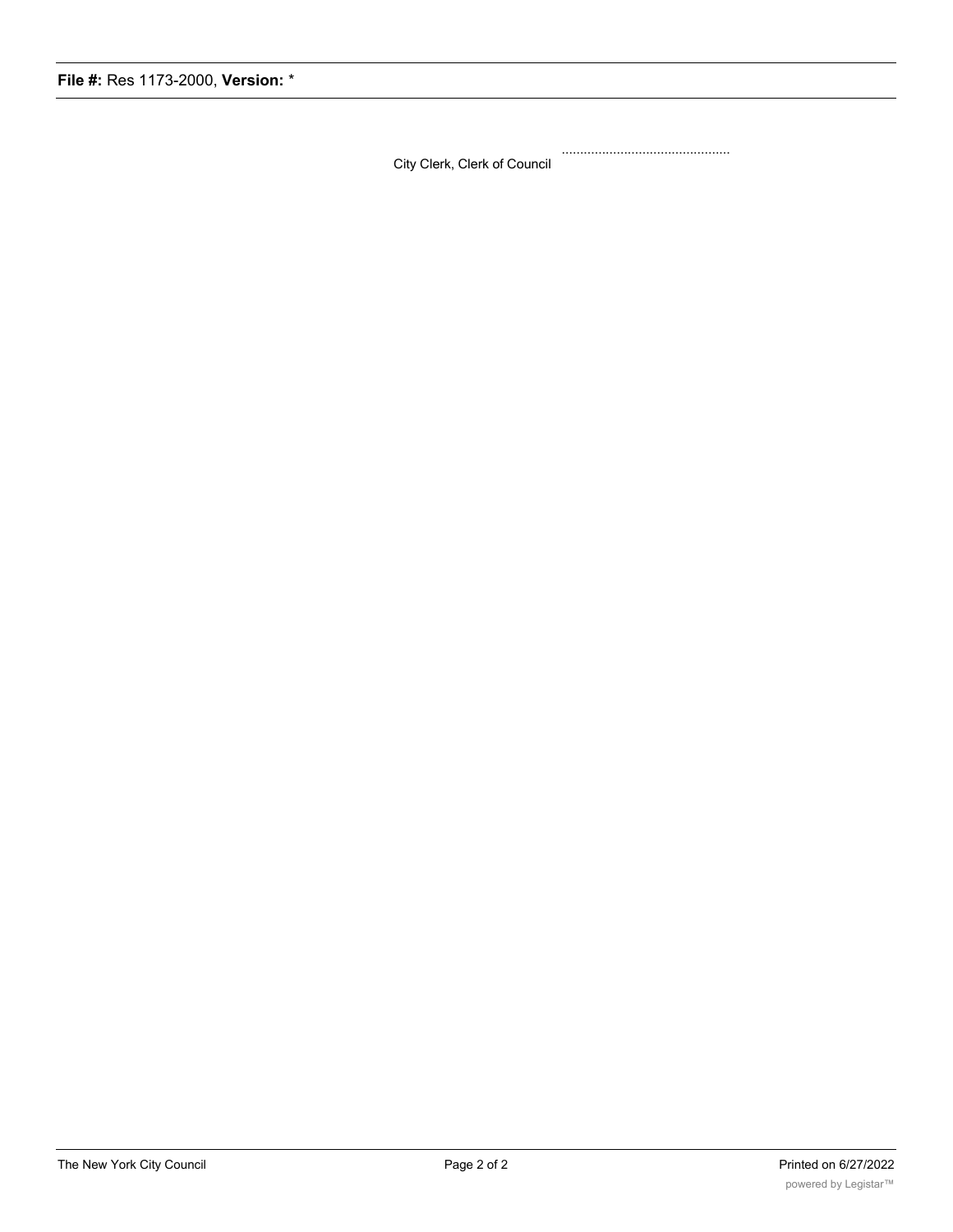City Clerk, Clerk of Council ..............................................